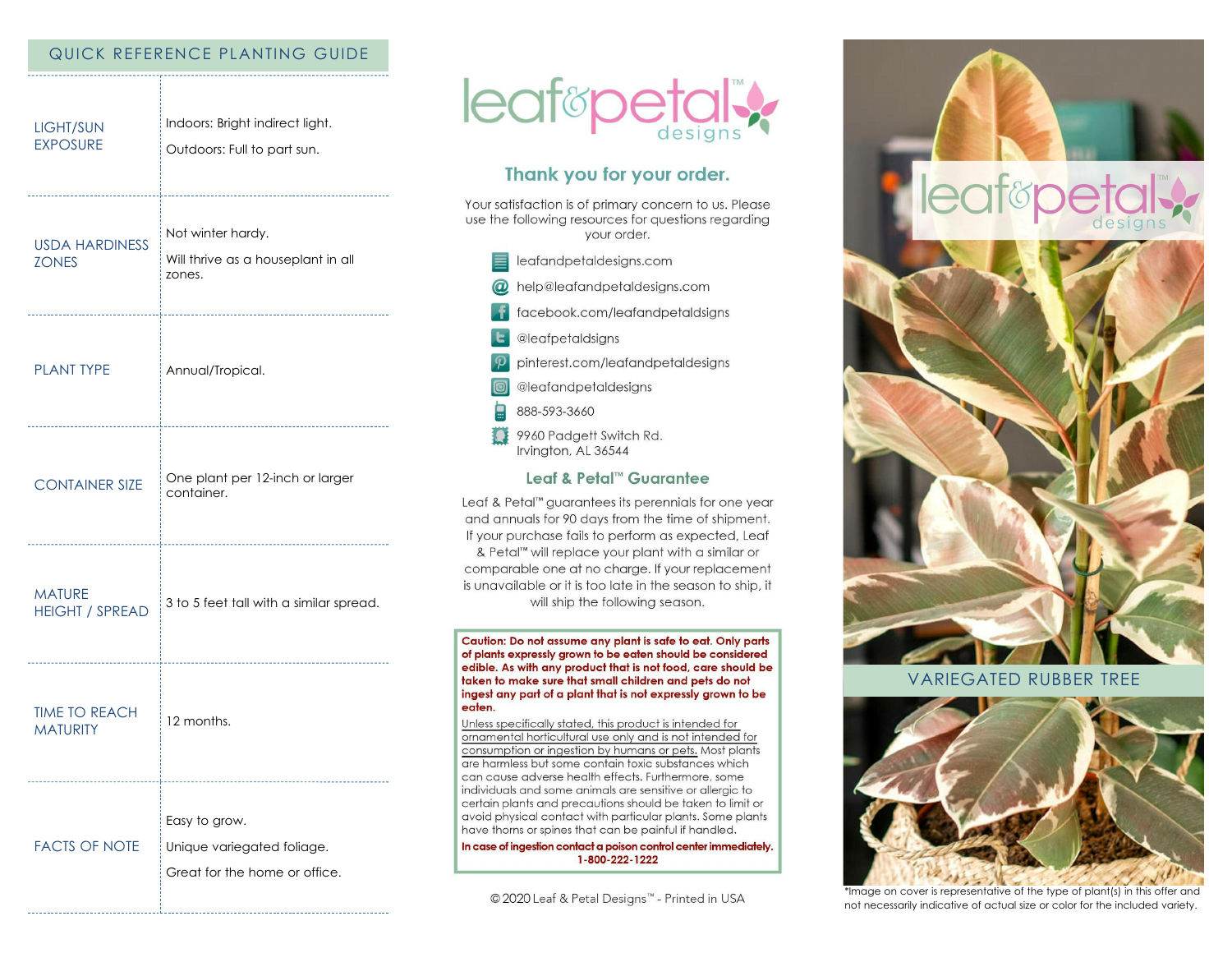## QUICK REFERENCE PLANTING GUIDE

| | |
|---|---|
| LIGHT/SUN EXPOSURE | Indoors: Bright indirect light.<br>Outdoors: Full to part sun. |
| USDA HARDINESS ZONES | Not winter hardy.<br>Will thrive as a houseplant in all zones. |
| PLANT TYPE | Annual/Tropical. |
| CONTAINER SIZE | One plant per 12-inch or larger container. |
| MATURE HEIGHT / SPREAD | 3 to 5 feet tall with a similar spread. |
| TIME TO REACH MATURITY | 12 months. |
| FACTS OF NOTE | Easy to grow.<br>Unique variegated foliage.<br>Great for the home or office. |

leaf&petal™ designs

## Thank you for your order.

Your satisfaction is of primary concern to us. Please use the following resources for questions regarding your order.

- leafandpetaldesigns.com
- help@leafandpetaldesigns.com
- facebook.com/leafandpetaldsigns
- @leafpetaldsigns
- pinterest.com/leafandpetaldesigns
- @leafandpetaldesigns
- 888-593-3660
- 9960 Padgett Switch Rd.
  Irvington, AL 36544

## Leaf & Petal™ Guarantee

Leaf & Petal™ guarantees its perennials for one year and annuals for 90 days from the time of shipment. If your purchase fails to perform as expected, Leaf & Petal™ will replace your plant with a similar or comparable one at no charge. If your replacement is unavailable or it is too late in the season to ship, it will ship the following season.

**Caution: Do not assume any plant is safe to eat. Only parts of plants expressly grown to be eaten should be considered edible. As with any product that is not food, care should be taken to make sure that small children and pets do not ingest any part of a plant that is not expressly grown to be eaten.**

Unless specifically stated, this product is intended for ornamental horticultural use only and is not intended for consumption or ingestion by humans or pets. Most plants are harmless but some contain toxic substances which can cause adverse health effects. Furthermore, some individuals and some animals are sensitive or allergic to certain plants and precautions should be taken to limit or avoid physical contact with particular plants. Some plants have thorns or spines that can be painful if handled.

**In case of ingestion contact a poison control center immediately. 1-800-222-1222**

© 2020 Leaf & Petal Designs™ - Printed in USA

leaf&petal™ designs

# VARIEGATED RUBBER TREE

*Image on cover is representative of the type of plant(s) in this offer and not necessarily indicative of actual size or color for the included variety.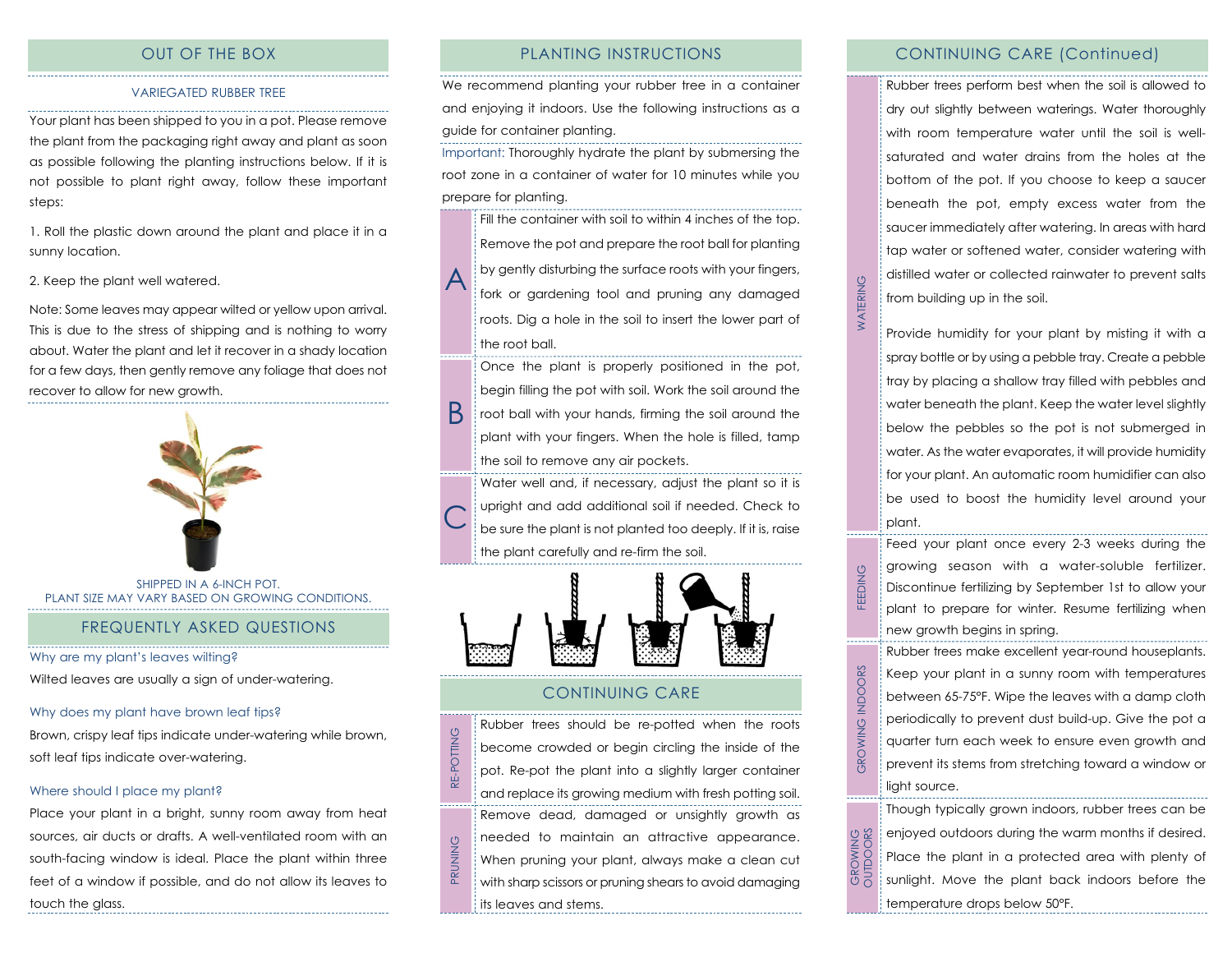## OUT OF THE BOX

### VARIEGATED RUBBER TREE

Your plant has been shipped to you in a pot. Please remove the plant from the packaging right away and plant as soon as possible following the planting instructions below. If it is not possible to plant right away, follow these important steps:

1. Roll the plastic down around the plant and place it in a sunny location.

2. Keep the plant well watered.

Note: Some leaves may appear wilted or yellow upon arrival. This is due to the stress of shipping and is nothing to worry about. Water the plant and let it recover in a shady location for a few days, then gently remove any foliage that does not recover to allow for new growth.

SHIPPED IN A 6-INCH POT.
PLANT SIZE MAY VARY BASED ON GROWING CONDITIONS.

## FREQUENTLY ASKED QUESTIONS

**Why are my plant's leaves wilting?**

Wilted leaves are usually a sign of under-watering.

**Why does my plant have brown leaf tips?**

Brown, crispy leaf tips indicate under-watering while brown, soft leaf tips indicate over-watering.

**Where should I place my plant?**

Place your plant in a bright, sunny room away from heat sources, air ducts or drafts. A well-ventilated room with an south-facing window is ideal. Place the plant within three feet of a window if possible, and do not allow its leaves to touch the glass.

## PLANTING INSTRUCTIONS

We recommend planting your rubber tree in a container and enjoying it indoors. Use the following instructions as a guide for container planting.

Important: Thoroughly hydrate the plant by submersing the root zone in a container of water for 10 minutes while you prepare for planting.

**A** Fill the container with soil to within 4 inches of the top. Remove the pot and prepare the root ball for planting by gently disturbing the surface roots with your fingers, fork or gardening tool and pruning any damaged roots. Dig a hole in the soil to insert the lower part of the root ball.

**B** Once the plant is properly positioned in the pot, begin filling the pot with soil. Work the soil around the root ball with your hands, firming the soil around the plant with your fingers. When the hole is filled, tamp the soil to remove any air pockets.

**C** Water well and, if necessary, adjust the plant so it is upright and add additional soil if needed. Check to be sure the plant is not planted too deeply. If it is, raise the plant carefully and re-firm the soil.

## CONTINUING CARE

**RE-POTTING**

Rubber trees should be re-potted when the roots become crowded or begin circling the inside of the pot. Re-pot the plant into a slightly larger container and replace its growing medium with fresh potting soil.

**PRUNING**

Remove dead, damaged or unsightly growth as needed to maintain an attractive appearance. When pruning your plant, always make a clean cut with sharp scissors or pruning shears to avoid damaging its leaves and stems.

## CONTINUING CARE (Continued)

**WATERING**

Rubber trees perform best when the soil is allowed to dry out slightly between waterings. Water thoroughly with room temperature water until the soil is well-saturated and water drains from the holes at the bottom of the pot. If you choose to keep a saucer beneath the pot, empty excess water from the saucer immediately after watering. In areas with hard tap water or softened water, consider watering with distilled water or collected rainwater to prevent salts from building up in the soil.

Provide humidity for your plant by misting it with a spray bottle or by using a pebble tray. Create a pebble tray by placing a shallow tray filled with pebbles and water beneath the plant. Keep the water level slightly below the pebbles so the pot is not submerged in water. As the water evaporates, it will provide humidity for your plant. An automatic room humidifier can also be used to boost the humidity level around your plant.

**FEEDING**

Feed your plant once every 2-3 weeks during the growing season with a water-soluble fertilizer. Discontinue fertilizing by September 1st to allow your plant to prepare for winter. Resume fertilizing when new growth begins in spring.

**GROWING INDOORS**

Rubber trees make excellent year-round houseplants. Keep your plant in a sunny room with temperatures between 65-75°F. Wipe the leaves with a damp cloth periodically to prevent dust build-up. Give the pot a quarter turn each week to ensure even growth and prevent its stems from stretching toward a window or light source.

**GROWING OUTDOORS**

Though typically grown indoors, rubber trees can be enjoyed outdoors during the warm months if desired. Place the plant in a protected area with plenty of sunlight. Move the plant back indoors before the temperature drops below 50°F.